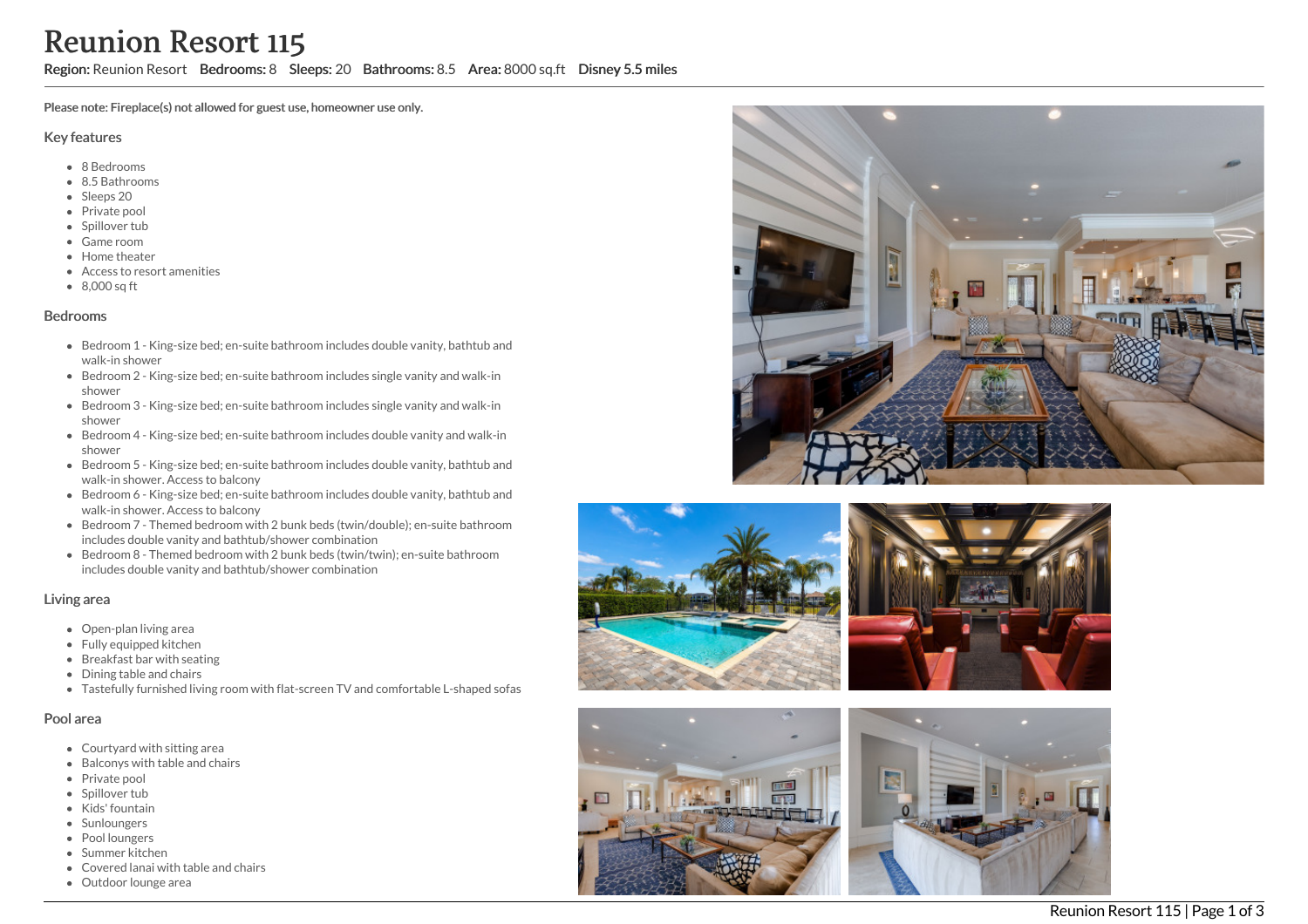# Reunion Resort 115

**Region:** Reunion Resort **Bedrooms:** 8 **Sleeps:** 20 **Bathrooms:** 8.5 **Area:** 8000 sq.ft **Disney 5.5 miles**

**Please note: Fireplace(s) not allowed for guest use, homeowner use only.**

## Key features

- 8 Bedrooms
- 8.5 Bathrooms
- Sleeps 20
- Private pool
- Spillover tub
- Game room
- Home theater
- Access to resort amenities
- 8,000 sq ft

## Bedrooms

- Bedroom 1 - King-size bed; en-suite bathroom includes double vanity, bathtub and walk-in shower
- Bedroom 2 - King-size bed; en-suite bathroom includes single vanity and walk-in shower
- Bedroom 3 - King-size bed; en-suite bathroom includes single vanity and walk-in shower
- Bedroom 4 - King-size bed; en-suite bathroom includes double vanity and walk-in shower
- Bedroom 5 - King-size bed; en-suite bathroom includes double vanity, bathtub and walk-in shower. Access to balcony
- Bedroom 6 - King-size bed; en-suite bathroom includes double vanity, bathtub and walk-in shower. Access to balcony
- Bedroom 7 - Themed bedroom with 2 bunk beds (twin/double); en-suite bathroom includes double vanity and bathtub/shower combination
- Bedroom 8 - Themed bedroom with 2 bunk beds (twin/twin); en-suite bathroom includes double vanity and bathtub/shower combination

## Living area

- Open-plan living area
- Fully equipped kitchen
- Breakfast bar with seating
- Dining table and chairs
- Tastefully furnished living room with flat-screen TV and comfortable L-shaped sofas

## Pool area

- Courtyard with sitting area
- Balconys with table and chairs
- Private pool
- Spillover tub
- Kids' fountain
- Sunloungers
- Pool loungers
- Summer kitchen
- Covered lanai with table and chairs
- Outdoor lounge area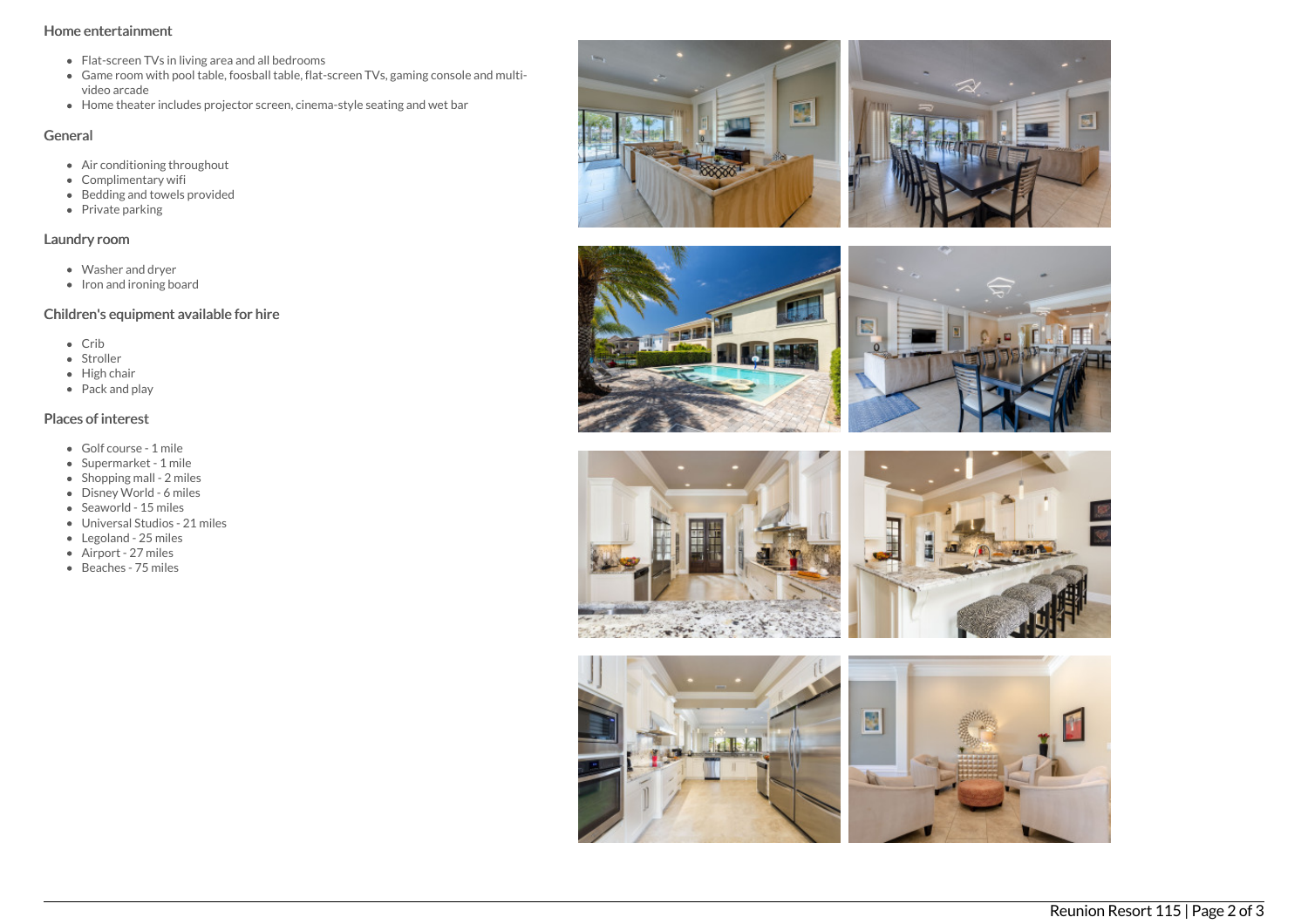## Home entertainment

- Flat-screen TVs in living area and all bedrooms
- Game room with pool table, foosball table, flat-screen TVs, gaming console and multi-video arcade
- Home theater includes projector screen, cinema-style seating and wet bar

## General

- Air conditioning throughout
- Complimentary wifi
- Bedding and towels provided
- Private parking

## Laundry room

- Washer and dryer
- Iron and ironing board

## Children's equipment available for hire

- Crib
- Stroller
- High chair
- Pack and play

## Places of interest

- Golf course - 1 mile
- Supermarket - 1 mile
- Shopping mall - 2 miles
- Disney World - 6 miles
- Seaworld - 15 miles
- Universal Studios - 21 miles
- Legoland - 25 miles
- Airport - 27 miles
- Beaches - 75 miles